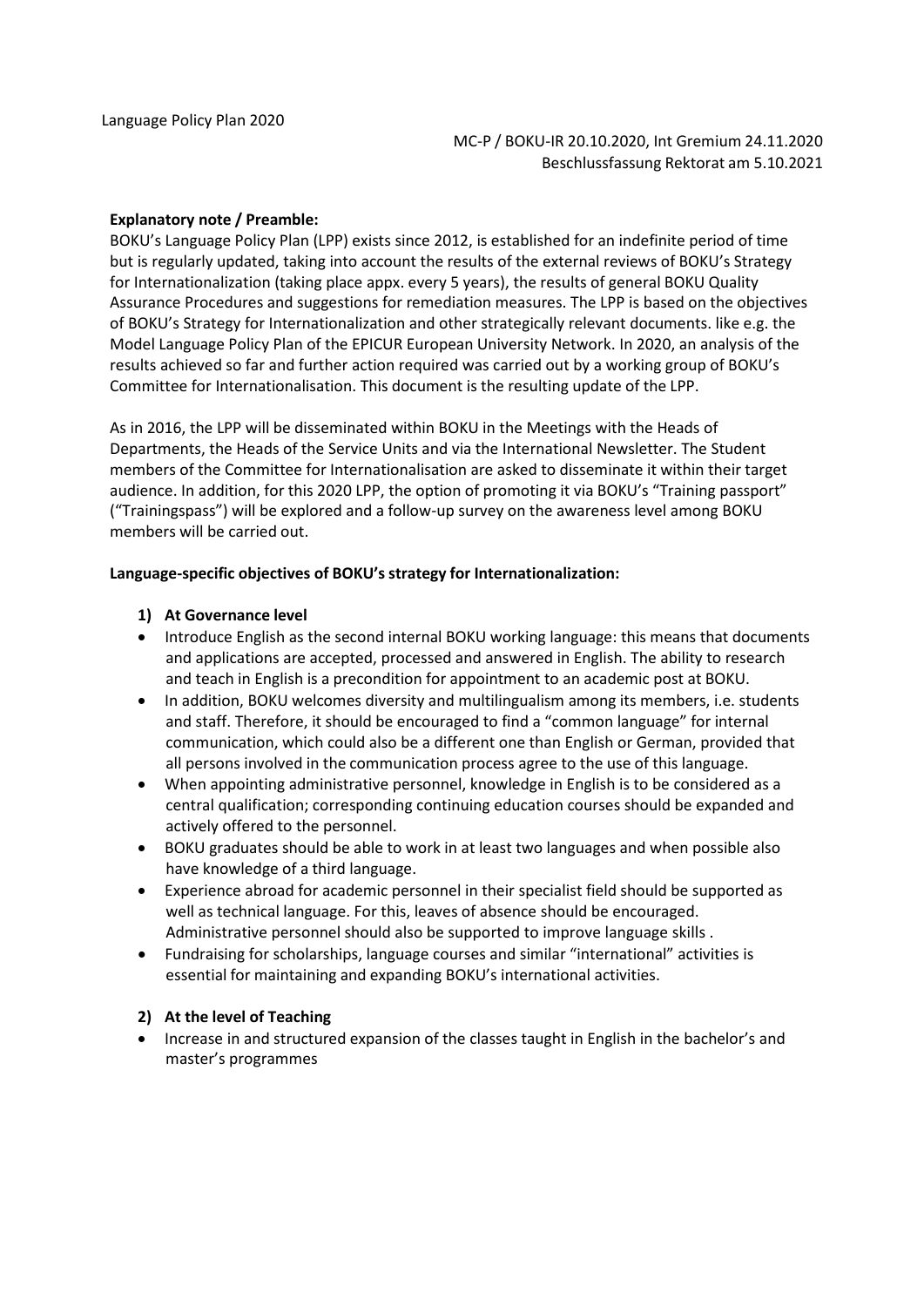Language Policy Plan 2020

MC-P / BOKU-IR 20.10.2020, Int Gremium 24.11.2020
Beschlussfassung Rektorat am 5.10.2021

**Explanatory note / Preamble:**
BOKU's Language Policy Plan (LPP) exists since 2012, is established for an indefinite period of time but is regularly updated, taking into account the results of the external reviews of BOKU's Strategy for Internationalization (taking place appx. every 5 years), the results of general BOKU Quality Assurance Procedures and suggestions for remediation measures. The LPP is based on the objectives of BOKU's Strategy for Internationalization and other strategically relevant documents. like e.g. the Model Language Policy Plan of the EPICUR European University Network. In 2020, an analysis of the results achieved so far and further action required was carried out by a working group of BOKU's Committee for Internationalisation. This document is the resulting update of the LPP.

As in 2016, the LPP will be disseminated within BOKU in the Meetings with the Heads of Departments, the Heads of the Service Units and via the International Newsletter. The Student members of the Committee for Internationalisation are asked to disseminate it within their target audience. In addition, for this 2020 LPP, the option of promoting it via BOKU's "Training passport" ("Trainingspass") will be explored and a follow-up survey on the awareness level among BOKU members will be carried out.

**Language-specific objectives of BOKU's strategy for Internationalization:**

1) **At Governance level**

- Introduce English as the second internal BOKU working language: this means that documents and applications are accepted, processed and answered in English. The ability to research and teach in English is a precondition for appointment to an academic post at BOKU.
- In addition, BOKU welcomes diversity and multilingualism among its members, i.e. students and staff. Therefore, it should be encouraged to find a "common language" for internal communication, which could also be a different one than English or German, provided that all persons involved in the communication process agree to the use of this language.
- When appointing administrative personnel, knowledge in English is to be considered as a central qualification; corresponding continuing education courses should be expanded and actively offered to the personnel.
- BOKU graduates should be able to work in at least two languages and when possible also have knowledge of a third language.
- Experience abroad for academic personnel in their specialist field should be supported as well as technical language. For this, leaves of absence should be encouraged. Administrative personnel should also be supported to improve language skills .
- Fundraising for scholarships, language courses and similar "international" activities is essential for maintaining and expanding BOKU's international activities.

2) **At the level of Teaching**

- Increase in and structured expansion of the classes taught in English in the bachelor's and master's programmes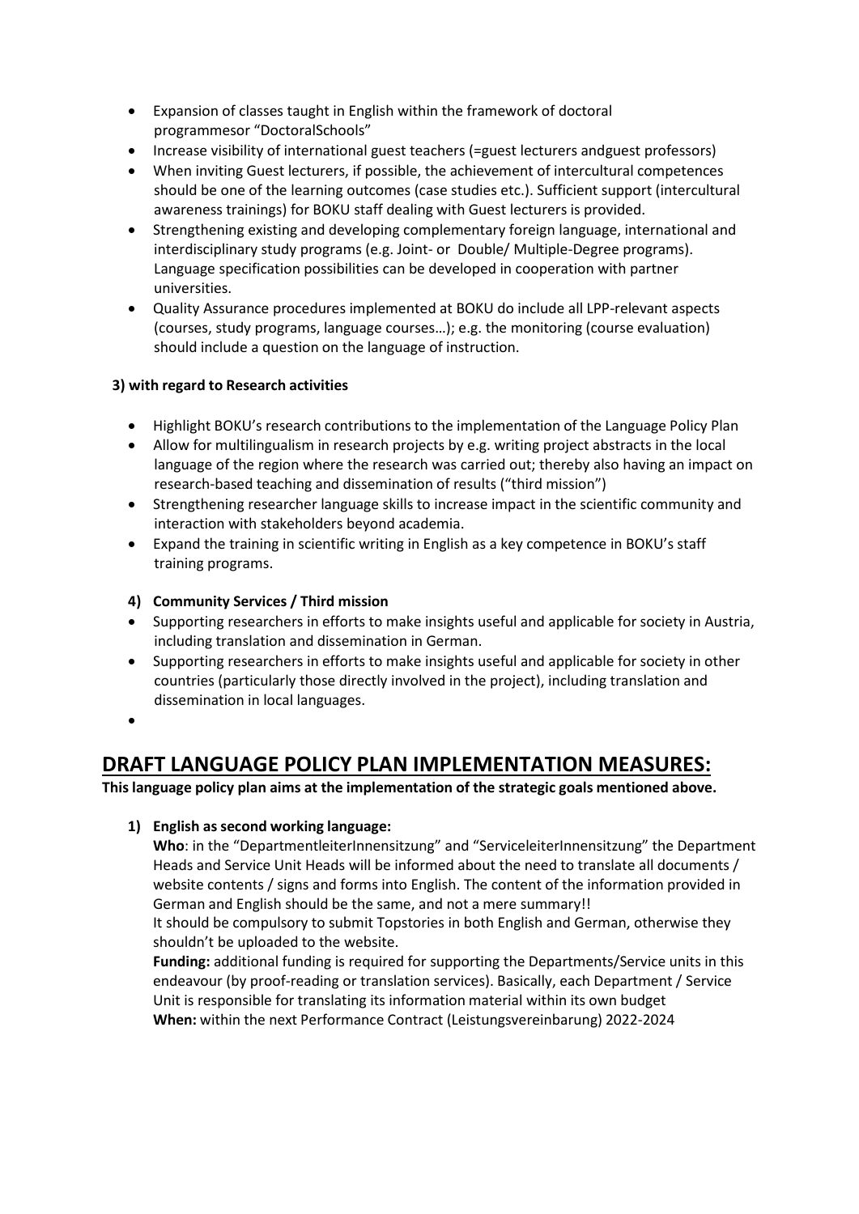- Expansion of classes taught in English within the framework of doctoral programmesor "DoctoralSchools"
- Increase visibility of international guest teachers (=guest lecturers andguest professors)
- When inviting Guest lecturers, if possible, the achievement of intercultural competences should be one of the learning outcomes (case studies etc.). Sufficient support (intercultural awareness trainings) for BOKU staff dealing with Guest lecturers is provided.
- Strengthening existing and developing complementary foreign language, international and interdisciplinary study programs (e.g. Joint- or Double/ Multiple-Degree programs). Language specification possibilities can be developed in cooperation with partner universities.
- Quality Assurance procedures implemented at BOKU do include all LPP-relevant aspects (courses, study programs, language courses…); e.g. the monitoring (course evaluation) should include a question on the language of instruction.

**3) with regard to Research activities**

- Highlight BOKU's research contributions to the implementation of the Language Policy Plan
- Allow for multilingualism in research projects by e.g. writing project abstracts in the local language of the region where the research was carried out; thereby also having an impact on research-based teaching and dissemination of results ("third mission")
- Strengthening researcher language skills to increase impact in the scientific community and interaction with stakeholders beyond academia.
- Expand the training in scientific writing in English as a key competence in BOKU's staff training programs.

**4) Community Services / Third mission**

- Supporting researchers in efforts to make insights useful and applicable for society in Austria, including translation and dissemination in German.
- Supporting researchers in efforts to make insights useful and applicable for society in other countries (particularly those directly involved in the project), including translation and dissemination in local languages.

## DRAFT LANGUAGE POLICY PLAN IMPLEMENTATION MEASURES:

**This language policy plan aims at the implementation of the strategic goals mentioned above.**

1) **English as second working language:**

   **Who**: in the "DepartmentleiterInnensitzung" and "ServiceleiterInnensitzung" the Department Heads and Service Unit Heads will be informed about the need to translate all documents / website contents / signs and forms into English. The content of the information provided in German and English should be the same, and not a mere summary!!

   It should be compulsory to submit Topstories in both English and German, otherwise they shouldn't be uploaded to the website.

   **Funding:** additional funding is required for supporting the Departments/Service units in this endeavour (by proof-reading or translation services). Basically, each Department / Service Unit is responsible for translating its information material within its own budget

   **When:** within the next Performance Contract (Leistungsvereinbarung) 2022-2024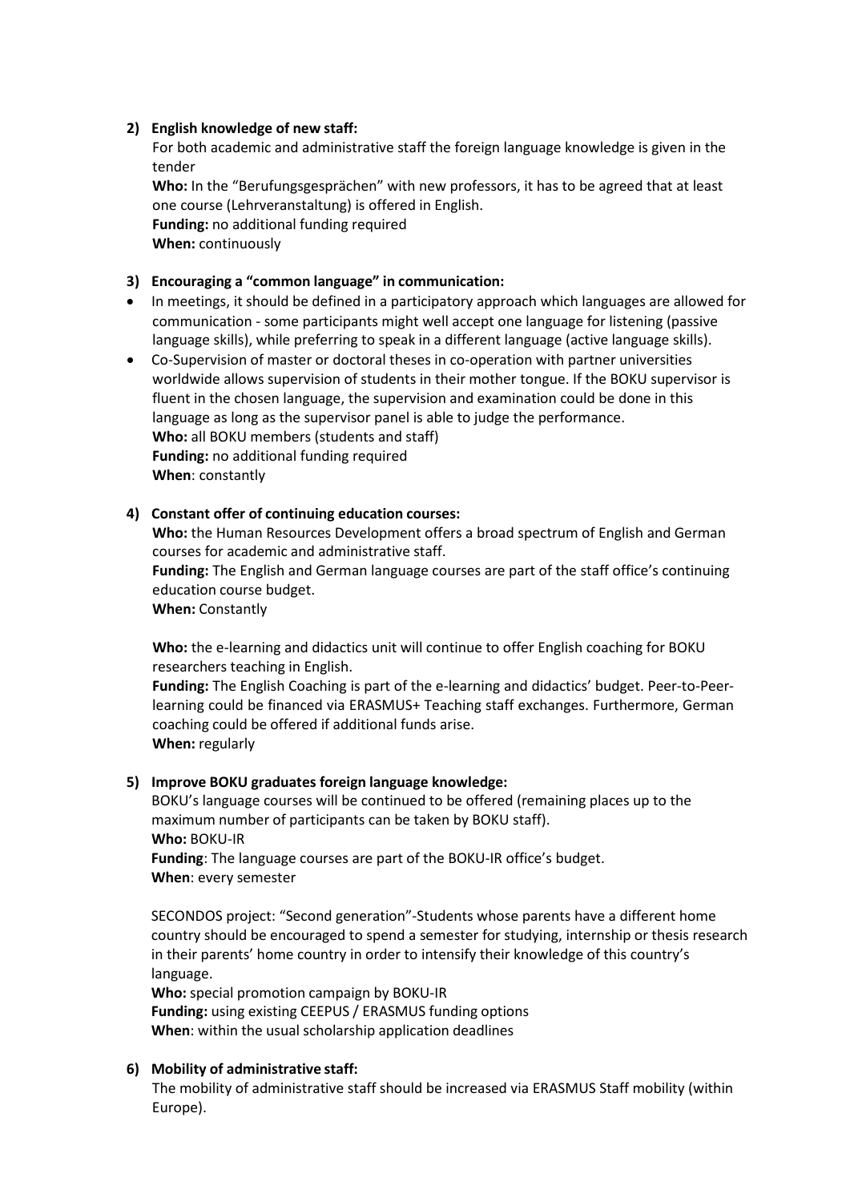**2) English knowledge of new staff:**

For both academic and administrative staff the foreign language knowledge is given in the tender

**Who:** In the "Berufungsgesprächen" with new professors, it has to be agreed that at least one course (Lehrveranstaltung) is offered in English.
**Funding:** no additional funding required
**When:** continuously

**3) Encouraging a "common language" in communication:**

- In meetings, it should be defined in a participatory approach which languages are allowed for communication - some participants might well accept one language for listening (passive language skills), while preferring to speak in a different language (active language skills).
- Co-Supervision of master or doctoral theses in co-operation with partner universities worldwide allows supervision of students in their mother tongue. If the BOKU supervisor is fluent in the chosen language, the supervision and examination could be done in this language as long as the supervisor panel is able to judge the performance.
  **Who:** all BOKU members (students and staff)
  **Funding:** no additional funding required
  **When**: constantly

**4) Constant offer of continuing education courses:**

**Who:** the Human Resources Development offers a broad spectrum of English and German courses for academic and administrative staff.
**Funding:** The English and German language courses are part of the staff office's continuing education course budget.
**When:** Constantly

**Who:** the e-learning and didactics unit will continue to offer English coaching for BOKU researchers teaching in English.
**Funding:** The English Coaching is part of the e-learning and didactics' budget. Peer-to-Peer-learning could be financed via ERASMUS+ Teaching staff exchanges. Furthermore, German coaching could be offered if additional funds arise.
**When:** regularly

**5) Improve BOKU graduates foreign language knowledge:**

BOKU's language courses will be continued to be offered (remaining places up to the maximum number of participants can be taken by BOKU staff).
**Who:** BOKU-IR
**Funding**: The language courses are part of the BOKU-IR office's budget.
**When**: every semester

SECONDOS project: "Second generation"-Students whose parents have a different home country should be encouraged to spend a semester for studying, internship or thesis research in their parents' home country in order to intensify their knowledge of this country's language.
**Who:** special promotion campaign by BOKU-IR
**Funding:** using existing CEEPUS / ERASMUS funding options
**When**: within the usual scholarship application deadlines

**6) Mobility of administrative staff:**

The mobility of administrative staff should be increased via ERASMUS Staff mobility (within Europe).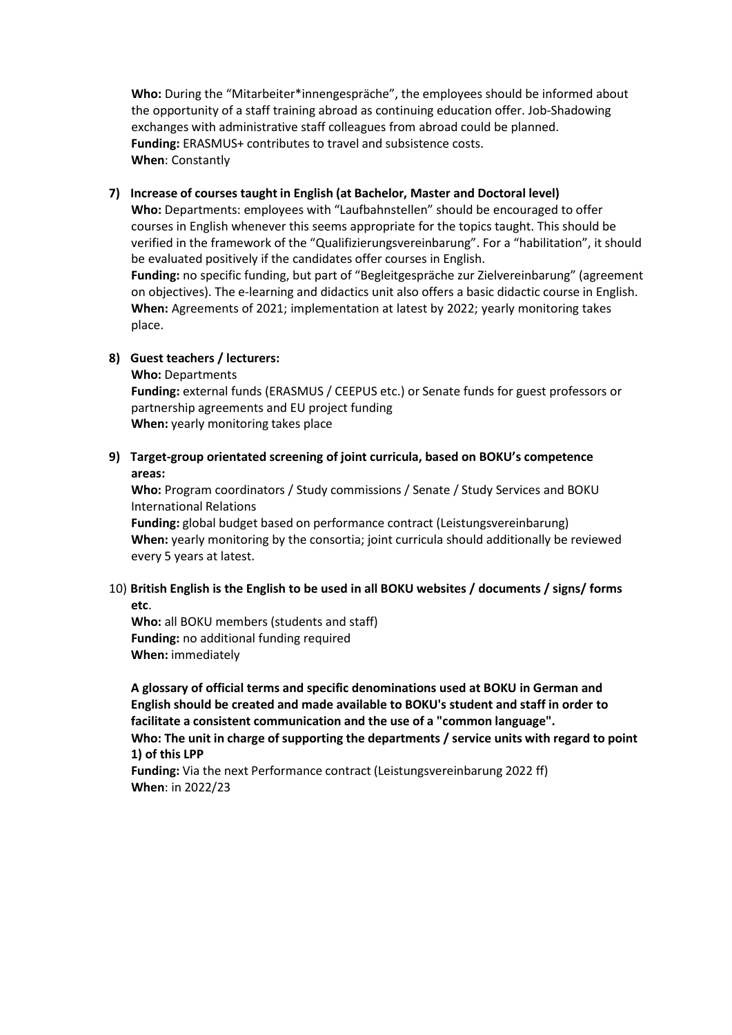**Who:** During the "Mitarbeiter*innengespräche", the employees should be informed about the opportunity of a staff training abroad as continuing education offer. Job-Shadowing exchanges with administrative staff colleagues from abroad could be planned.
**Funding:** ERASMUS+ contributes to travel and subsistence costs.
**When**: Constantly

7) **Increase of courses taught in English (at Bachelor, Master and Doctoral level)**
   **Who:** Departments: employees with "Laufbahnstellen" should be encouraged to offer courses in English whenever this seems appropriate for the topics taught. This should be verified in the framework of the "Qualifizierungsvereinbarung". For a "habilitation", it should be evaluated positively if the candidates offer courses in English.
   **Funding:** no specific funding, but part of "Begleitgespräche zur Zielvereinbarung" (agreement on objectives). The e-learning and didactics unit also offers a basic didactic course in English.
   **When:** Agreements of 2021; implementation at latest by 2022; yearly monitoring takes place.

8) **Guest teachers / lecturers:**
   **Who:** Departments
   **Funding:** external funds (ERASMUS / CEEPUS etc.) or Senate funds for guest professors or partnership agreements and EU project funding
   **When:** yearly monitoring takes place

9) **Target-group orientated screening of joint curricula, based on BOKU's competence areas:**
   **Who:** Program coordinators / Study commissions / Senate / Study Services and BOKU International Relations
   **Funding:** global budget based on performance contract (Leistungsvereinbarung)
   **When:** yearly monitoring by the consortia; joint curricula should additionally be reviewed every 5 years at latest.

10) **British English is the English to be used in all BOKU websites / documents / signs/ forms etc**.
    **Who:** all BOKU members (students and staff)
    **Funding:** no additional funding required
    **When:** immediately

    **A glossary of official terms and specific denominations used at BOKU in German and English should be created and made available to BOKU's student and staff in order to facilitate a consistent communication and the use of a "common language".**
    **Who: The unit in charge of supporting the departments / service units with regard to point 1) of this LPP**
    **Funding:** Via the next Performance contract (Leistungsvereinbarung 2022 ff)
    **When**: in 2022/23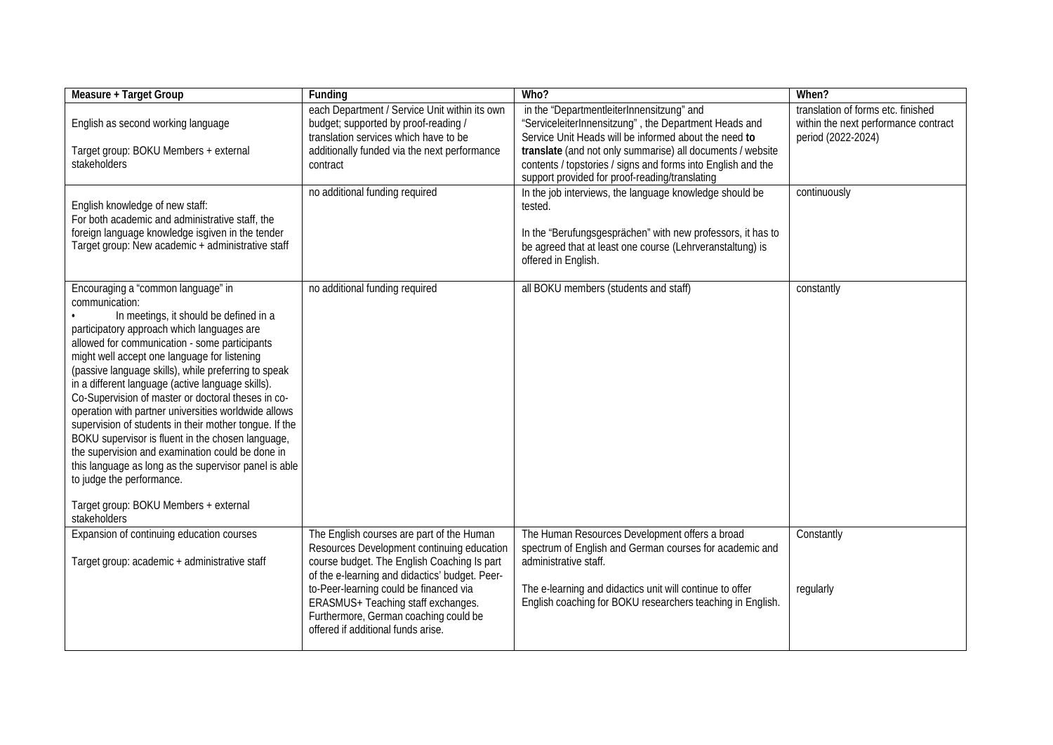| Measure + Target Group | Funding | Who? | When? |
|---|---|---|---|
| English as second working language<br><br>Target group: BOKU Members + external stakeholders | each Department / Service Unit within its own budget; supported by proof-reading / translation services which have to be additionally funded via the next performance contract | in the "DepartmentleiterInnensitzung" and "ServiceleiterInnensitzung" , the Department Heads and Service Unit Heads will be informed about the need **to translate** (and not only summarise) all documents / website contents / topstories / signs and forms into English and the support provided for proof-reading/translating | translation of forms etc. finished within the next performance contract period (2022-2024) |
| English knowledge of new staff:<br>For both academic and administrative staff, the foreign language knowledge isgiven in the tender<br>Target group: New academic + administrative staff | no additional funding required | In the job interviews, the language knowledge should be tested.<br><br>In the "Berufungsgesprächen" with new professors, it has to be agreed that at least one course (Lehrveranstaltung) is offered in English. | continuously |
| Encouraging a "common language" in communication:<br>• In meetings, it should be defined in a participatory approach which languages are allowed for communication - some participants might well accept one language for listening (passive language skills), while preferring to speak in a different language (active language skills).<br>Co-Supervision of master or doctoral theses in co-operation with partner universities worldwide allows supervision of students in their mother tongue. If the BOKU supervisor is fluent in the chosen language, the supervision and examination could be done in this language as long as the supervisor panel is able to judge the performance.<br><br>Target group: BOKU Members + external stakeholders | no additional funding required | all BOKU members (students and staff) | constantly |
| Expansion of continuing education courses<br><br>Target group: academic + administrative staff | The English courses are part of the Human Resources Development continuing education course budget. The English Coaching Is part of the e-learning and didactics' budget. Peer-to-Peer-learning could be financed via ERASMUS+ Teaching staff exchanges. Furthermore, German coaching could be offered if additional funds arise. | The Human Resources Development offers a broad spectrum of English and German courses for academic and administrative staff.<br><br>The e-learning and didactics unit will continue to offer English coaching for BOKU researchers teaching in English. | Constantly<br><br><br>regularly |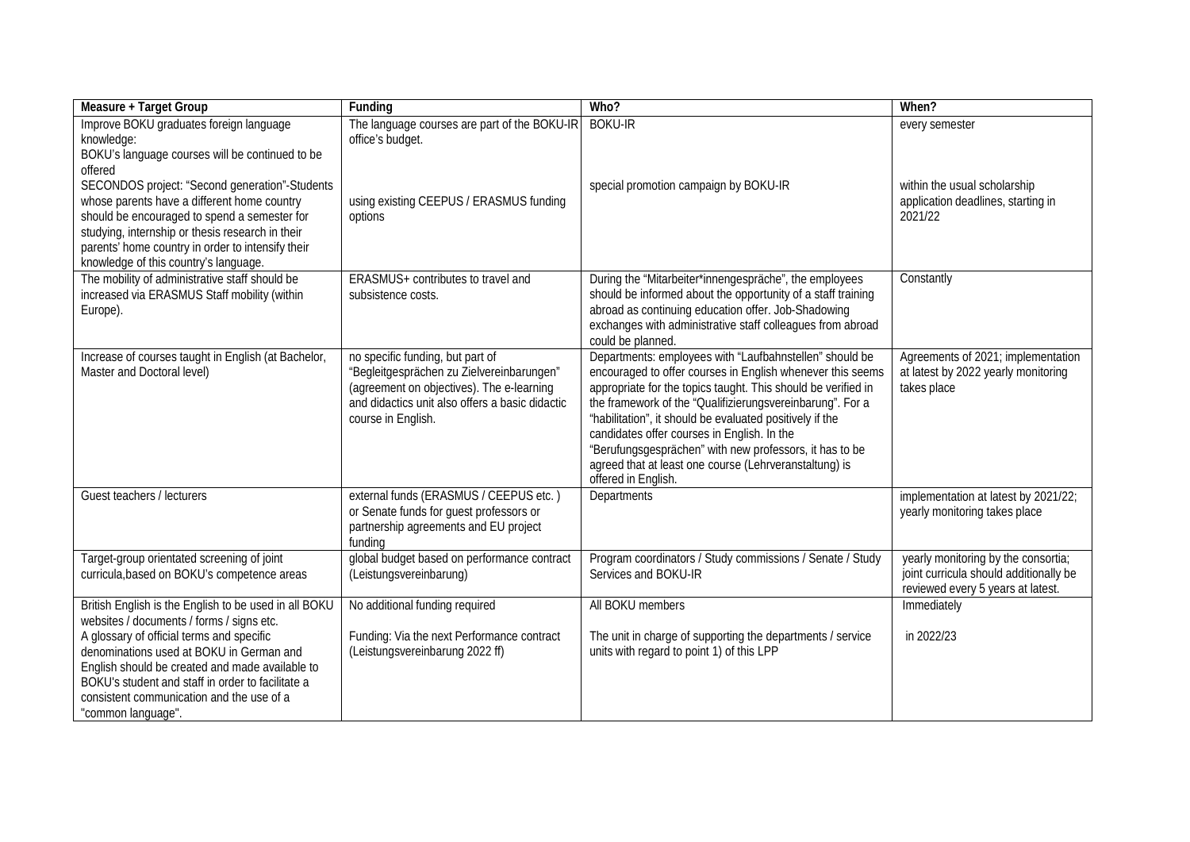| Measure + Target Group | Funding | Who? | When? |
|---|---|---|---|
| Improve BOKU graduates foreign language knowledge: BOKU's language courses will be continued to be offered SECONDOS project: "Second generation"-Students whose parents have a different home country should be encouraged to spend a semester for studying, internship or thesis research in their parents' home country in order to intensify their knowledge of this country's language. | The language courses are part of the BOKU-IR office's budget. using existing CEEPUS / ERASMUS funding options | BOKU-IR special promotion campaign by BOKU-IR | every semester within the usual scholarship application deadlines, starting in 2021/22 |
| The mobility of administrative staff should be increased via ERASMUS Staff mobility (within Europe). | ERASMUS+ contributes to travel and subsistence costs. | During the "Mitarbeiter*innengespräche", the employees should be informed about the opportunity of a staff training abroad as continuing education offer. Job-Shadowing exchanges with administrative staff colleagues from abroad could be planned. | Constantly |
| Increase of courses taught in English (at Bachelor, Master and Doctoral level) | no specific funding, but part of "Begleitgesprächen zu Zielvereinbarungen" (agreement on objectives). The e-learning and didactics unit also offers a basic didactic course in English. | Departments: employees with "Laufbahnstellen" should be encouraged to offer courses in English whenever this seems appropriate for the topics taught. This should be verified in the framework of the "Qualifizierungsvereinbarung". For a "habilitation", it should be evaluated positively if the candidates offer courses in English. In the "Berufungsgesprächen" with new professors, it has to be agreed that at least one course (Lehrveranstaltung) is offered in English. | Agreements of 2021; implementation at latest by 2022 yearly monitoring takes place |
| Guest teachers / lecturers | external funds (ERASMUS / CEEPUS etc. ) or Senate funds for guest professors or partnership agreements and EU project funding | Departments | implementation at latest by 2021/22; yearly monitoring takes place |
| Target-group orientated screening of joint curricula,based on BOKU's competence areas | global budget based on performance contract (Leistungsvereinbarung) | Program coordinators / Study commissions / Senate / Study Services and BOKU-IR | yearly monitoring by the consortia; joint curricula should additionally be reviewed every 5 years at latest. |
| British English is the English to be used in all BOKU websites / documents / forms / signs etc. A glossary of official terms and specific denominations used at BOKU in German and English should be created and made available to BOKU's student and staff in order to facilitate a consistent communication and the use of a "common language". | No additional funding required Funding: Via the next Performance contract (Leistungsvereinbarung 2022 ff) | All BOKU members The unit in charge of supporting the departments / service units with regard to point 1) of this LPP | Immediately in 2022/23 |